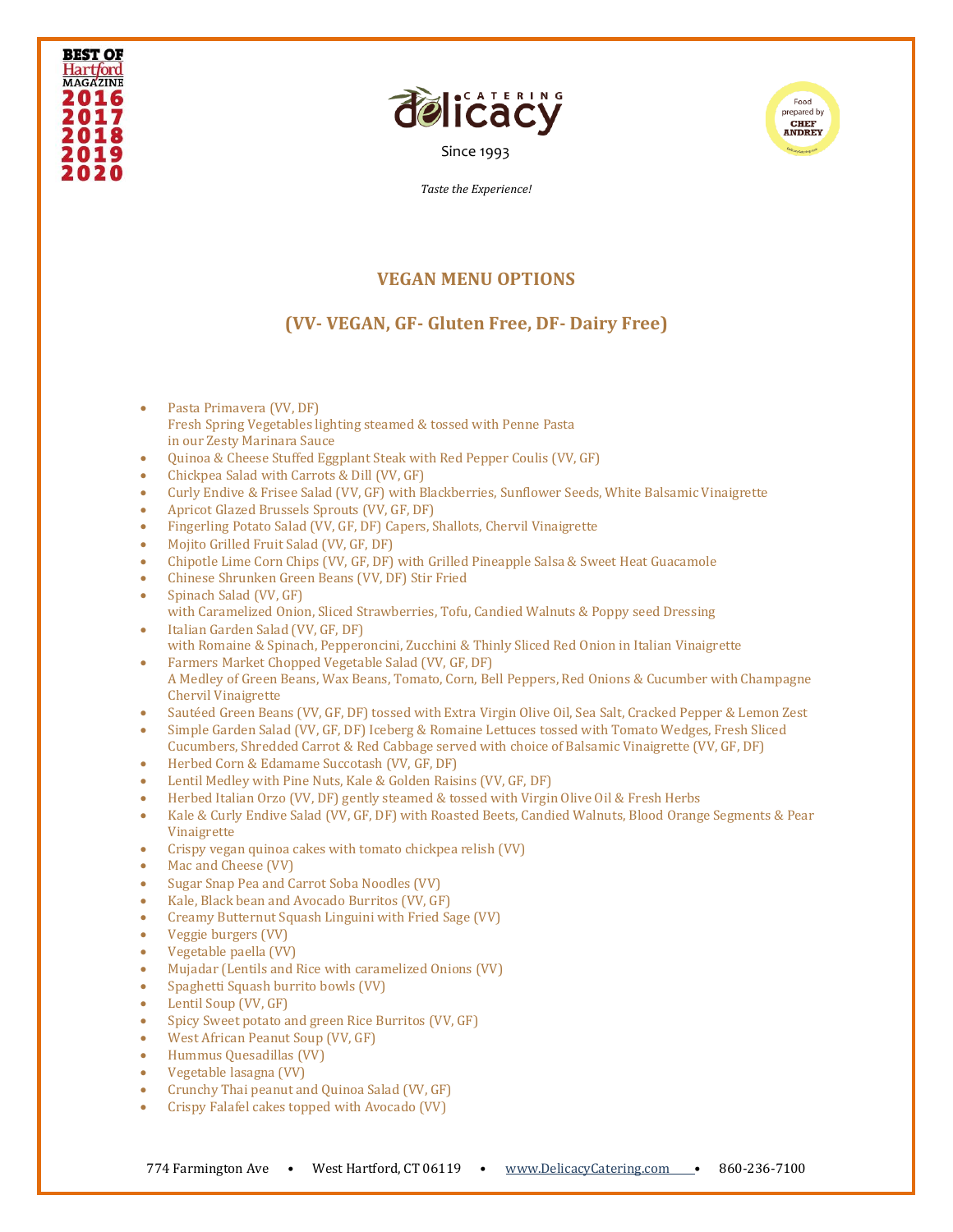BEST OF Hartford MAGAZINE 2016 2017 2018 2019 2020

delicacy CATERING

Since 1993

*Taste the Experience!*

Food prepared by CHEF ANDREY

## VEGAN MENU OPTIONS

## (VV- VEGAN, GF- Gluten Free, DF- Dairy Free)

- Pasta Primavera (VV, DF)
  Fresh Spring Vegetables lighting steamed & tossed with Penne Pasta
  in our Zesty Marinara Sauce
- Quinoa & Cheese Stuffed Eggplant Steak with Red Pepper Coulis (VV, GF)
- Chickpea Salad with Carrots & Dill (VV, GF)
- Curly Endive & Frisee Salad (VV, GF) with Blackberries, Sunflower Seeds, White Balsamic Vinaigrette
- Apricot Glazed Brussels Sprouts (VV, GF, DF)
- Fingerling Potato Salad (VV, GF, DF) Capers, Shallots, Chervil Vinaigrette
- Mojito Grilled Fruit Salad (VV, GF, DF)
- Chipotle Lime Corn Chips (VV, GF, DF) with Grilled Pineapple Salsa & Sweet Heat Guacamole
- Chinese Shrunken Green Beans (VV, DF) Stir Fried
- Spinach Salad (VV, GF)
  with Caramelized Onion, Sliced Strawberries, Tofu, Candied Walnuts & Poppy seed Dressing
- Italian Garden Salad (VV, GF, DF)
  with Romaine & Spinach, Pepperoncini, Zucchini & Thinly Sliced Red Onion in Italian Vinaigrette
- Farmers Market Chopped Vegetable Salad (VV, GF, DF)
  A Medley of Green Beans, Wax Beans, Tomato, Corn, Bell Peppers, Red Onions & Cucumber with Champagne Chervil Vinaigrette
- Sautéed Green Beans (VV, GF, DF) tossed with Extra Virgin Olive Oil, Sea Salt, Cracked Pepper & Lemon Zest
- Simple Garden Salad (VV, GF, DF) Iceberg & Romaine Lettuces tossed with Tomato Wedges, Fresh Sliced Cucumbers, Shredded Carrot & Red Cabbage served with choice of Balsamic Vinaigrette (VV, GF, DF)
- Herbed Corn & Edamame Succotash (VV, GF, DF)
- Lentil Medley with Pine Nuts, Kale & Golden Raisins (VV, GF, DF)
- Herbed Italian Orzo (VV, DF) gently steamed & tossed with Virgin Olive Oil & Fresh Herbs
- Kale & Curly Endive Salad (VV, GF, DF) with Roasted Beets, Candied Walnuts, Blood Orange Segments & Pear Vinaigrette
- Crispy vegan quinoa cakes with tomato chickpea relish (VV)
- Mac and Cheese (VV)
- Sugar Snap Pea and Carrot Soba Noodles (VV)
- Kale, Black bean and Avocado Burritos (VV, GF)
- Creamy Butternut Squash Linguini with Fried Sage (VV)
- Veggie burgers (VV)
- Vegetable paella (VV)
- Mujadar (Lentils and Rice with caramelized Onions (VV)
- Spaghetti Squash burrito bowls (VV)
- Lentil Soup (VV, GF)
- Spicy Sweet potato and green Rice Burritos (VV, GF)
- West African Peanut Soup (VV, GF)
- Hummus Quesadillas (VV)
- Vegetable lasagna (VV)
- Crunchy Thai peanut and Quinoa Salad (VV, GF)
- Crispy Falafel cakes topped with Avocado (VV)

774 Farmington Ave • West Hartford, CT 06119 • www.DelicacyCatering.com • 860-236-7100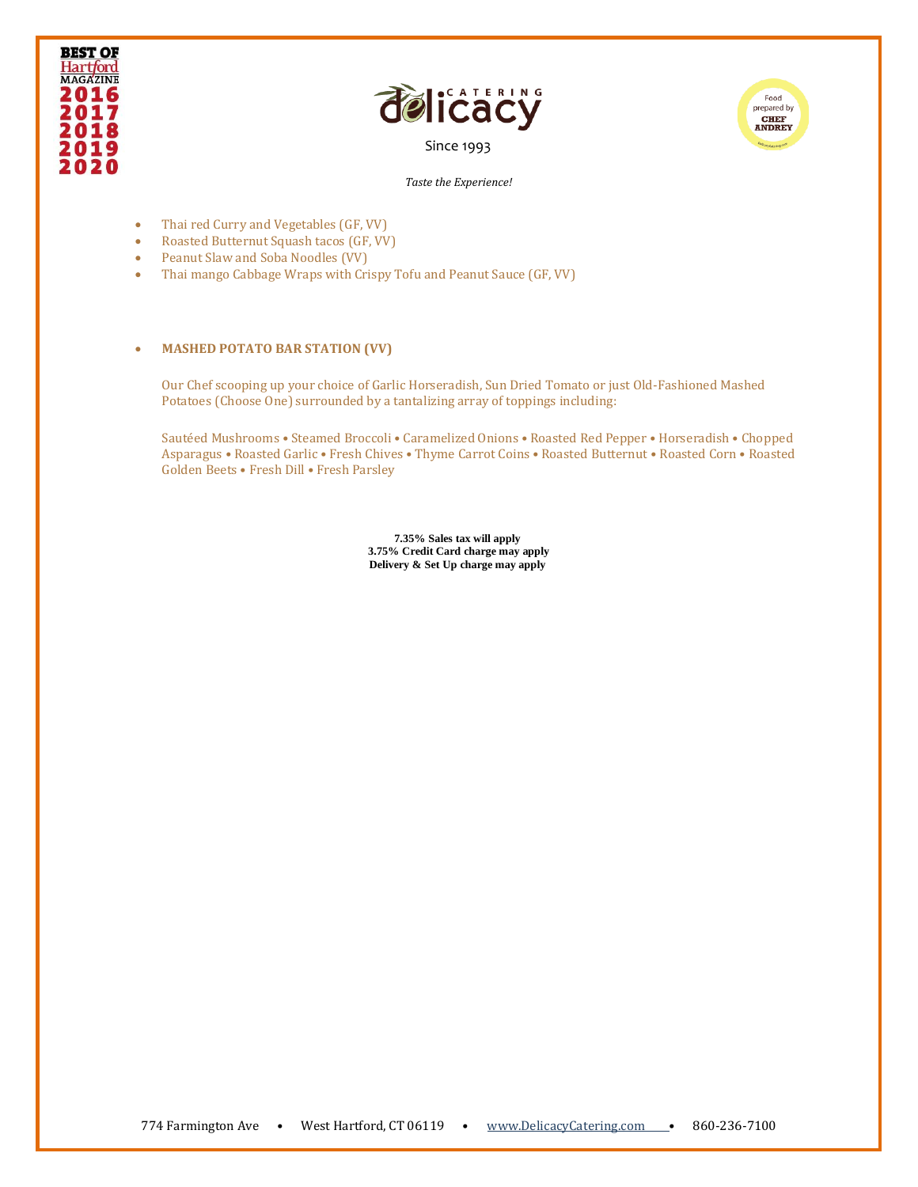- Thai red Curry and Vegetables (GF, VV)
- Roasted Butternut Squash tacos (GF, VV)
- Peanut Slaw and Soba Noodles (VV)
- Thai mango Cabbage Wraps with Crispy Tofu and Peanut Sauce (GF, VV)

- **MASHED POTATO BAR STATION (VV)**

  Our Chef scooping up your choice of Garlic Horseradish, Sun Dried Tomato or just Old-Fashioned Mashed Potatoes (Choose One) surrounded by a tantalizing array of toppings including:

  Sautéed Mushrooms • Steamed Broccoli • Caramelized Onions • Roasted Red Pepper • Horseradish • Chopped Asparagus • Roasted Garlic • Fresh Chives • Thyme Carrot Coins • Roasted Butternut • Roasted Corn • Roasted Golden Beets • Fresh Dill • Fresh Parsley

**7.35% Sales tax will apply**
**3.75% Credit Card charge may apply**
**Delivery & Set Up charge may apply**